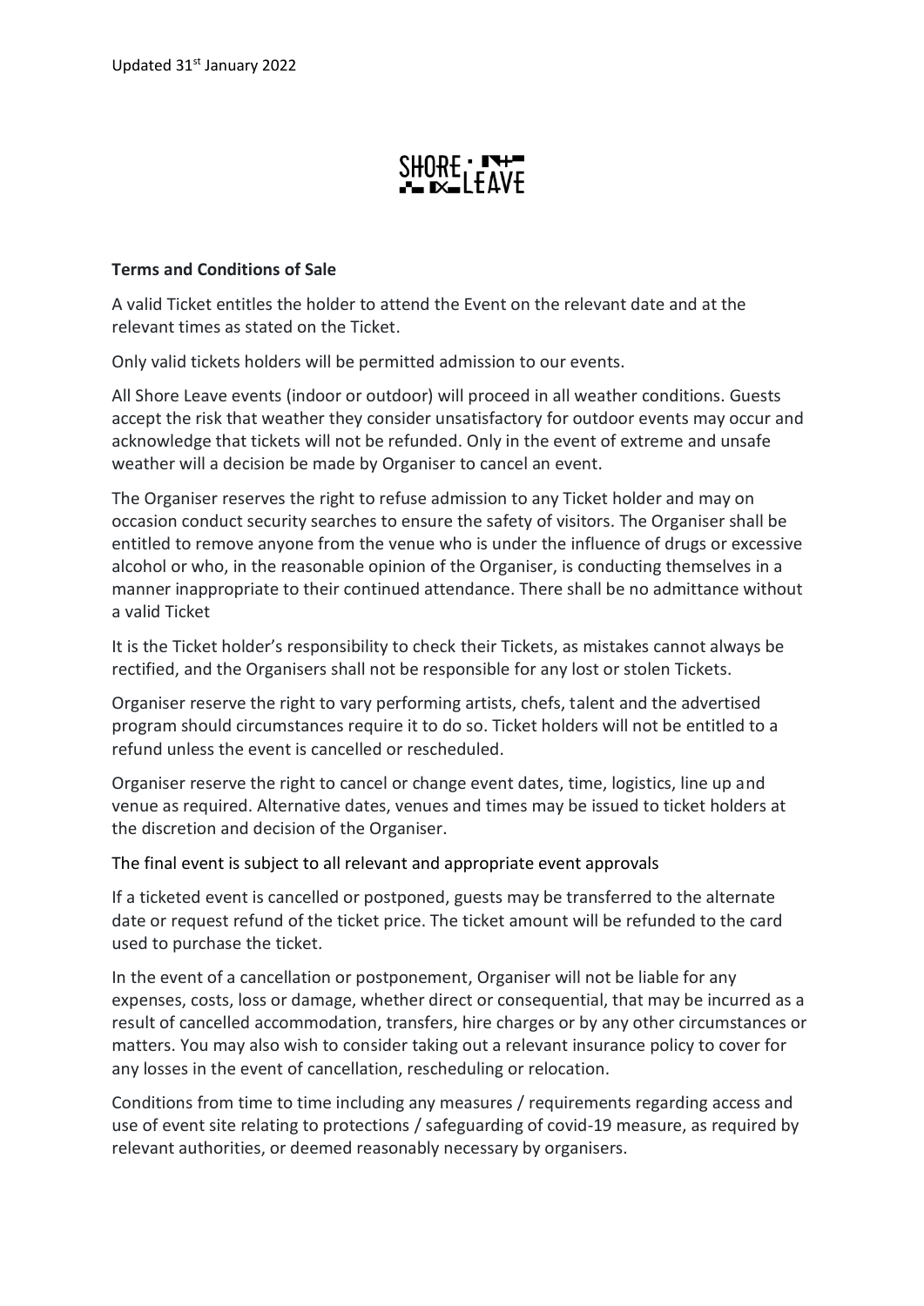Updated 31st January 2022

SHORE LEAVE

**Terms and Conditions of Sale**

A valid Ticket entitles the holder to attend the Event on the relevant date and at the relevant times as stated on the Ticket.

Only valid tickets holders will be permitted admission to our events.

All Shore Leave events (indoor or outdoor) will proceed in all weather conditions. Guests accept the risk that weather they consider unsatisfactory for outdoor events may occur and acknowledge that tickets will not be refunded. Only in the event of extreme and unsafe weather will a decision be made by Organiser to cancel an event.

The Organiser reserves the right to refuse admission to any Ticket holder and may on occasion conduct security searches to ensure the safety of visitors. The Organiser shall be entitled to remove anyone from the venue who is under the influence of drugs or excessive alcohol or who, in the reasonable opinion of the Organiser, is conducting themselves in a manner inappropriate to their continued attendance. There shall be no admittance without a valid Ticket

It is the Ticket holder's responsibility to check their Tickets, as mistakes cannot always be rectified, and the Organisers shall not be responsible for any lost or stolen Tickets.

Organiser reserve the right to vary performing artists, chefs, talent and the advertised program should circumstances require it to do so. Ticket holders will not be entitled to a refund unless the event is cancelled or rescheduled.

Organiser reserve the right to cancel or change event dates, time, logistics, line up and venue as required. Alternative dates, venues and times may be issued to ticket holders at the discretion and decision of the Organiser.

The final event is subject to all relevant and appropriate event approvals

If a ticketed event is cancelled or postponed, guests may be transferred to the alternate date or request refund of the ticket price. The ticket amount will be refunded to the card used to purchase the ticket.

In the event of a cancellation or postponement, Organiser will not be liable for any expenses, costs, loss or damage, whether direct or consequential, that may be incurred as a result of cancelled accommodation, transfers, hire charges or by any other circumstances or matters. You may also wish to consider taking out a relevant insurance policy to cover for any losses in the event of cancellation, rescheduling or relocation.

Conditions from time to time including any measures / requirements regarding access and use of event site relating to protections / safeguarding of covid-19 measure, as required by relevant authorities, or deemed reasonably necessary by organisers.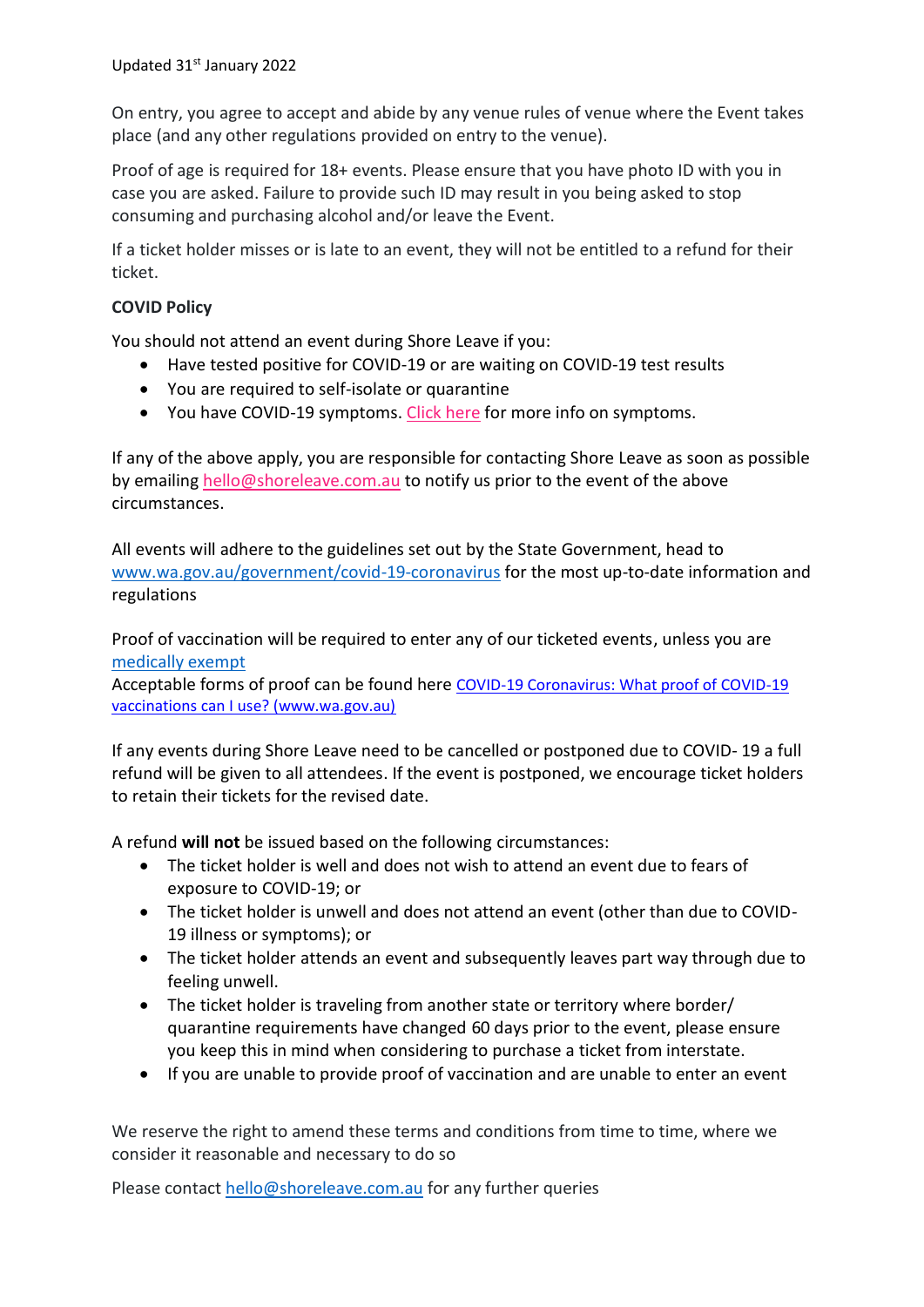Updated 31st January 2022

On entry, you agree to accept and abide by any venue rules of venue where the Event takes place (and any other regulations provided on entry to the venue).

Proof of age is required for 18+ events. Please ensure that you have photo ID with you in case you are asked. Failure to provide such ID may result in you being asked to stop consuming and purchasing alcohol and/or leave the Event.

If a ticket holder misses or is late to an event, they will not be entitled to a refund for their ticket.

**COVID Policy**

You should not attend an event during Shore Leave if you:

- Have tested positive for COVID-19 or are waiting on COVID-19 test results
- You are required to self-isolate or quarantine
- You have COVID-19 symptoms. Click here for more info on symptoms.

If any of the above apply, you are responsible for contacting Shore Leave as soon as possible by emailing hello@shoreleave.com.au to notify us prior to the event of the above circumstances.

All events will adhere to the guidelines set out by the State Government, head to www.wa.gov.au/government/covid-19-coronavirus for the most up-to-date information and regulations

Proof of vaccination will be required to enter any of our ticketed events, unless you are medically exempt
Acceptable forms of proof can be found here COVID-19 Coronavirus: What proof of COVID-19 vaccinations can I use? (www.wa.gov.au)

If any events during Shore Leave need to be cancelled or postponed due to COVID- 19 a full refund will be given to all attendees. If the event is postponed, we encourage ticket holders to retain their tickets for the revised date.

A refund **will not** be issued based on the following circumstances:

- The ticket holder is well and does not wish to attend an event due to fears of exposure to COVID-19; or
- The ticket holder is unwell and does not attend an event (other than due to COVID-19 illness or symptoms); or
- The ticket holder attends an event and subsequently leaves part way through due to feeling unwell.
- The ticket holder is traveling from another state or territory where border/ quarantine requirements have changed 60 days prior to the event, please ensure you keep this in mind when considering to purchase a ticket from interstate.
- If you are unable to provide proof of vaccination and are unable to enter an event

We reserve the right to amend these terms and conditions from time to time, where we consider it reasonable and necessary to do so

Please contact hello@shoreleave.com.au for any further queries